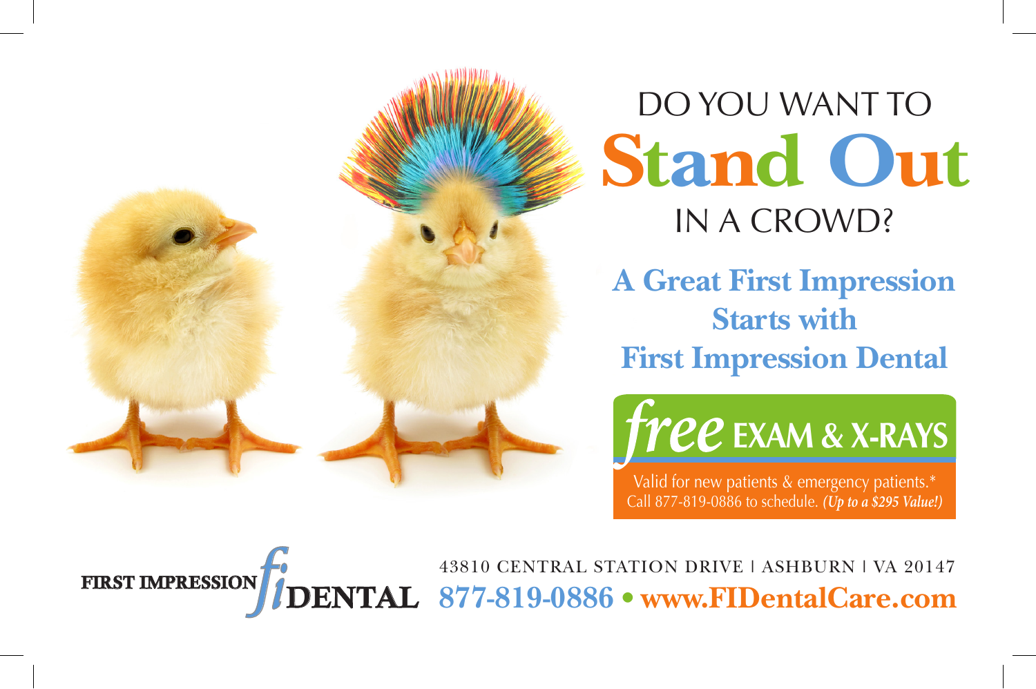# DO YOU WANT TO **Stand Out** IN A CROWD?

## A Great First Impression Starts with First Impression Dental

**free EXAM & X-RAYS**

Valid for new patients & emergency patients.*
Call 877-819-0886 to schedule. ***(Up to a $295 Value!)***

FIRST IMPRESSION fi DENTAL

43810 CENTRAL STATION DRIVE | ASHBURN | VA 20147

**877-819-0886 • www.FIDentalCare.com**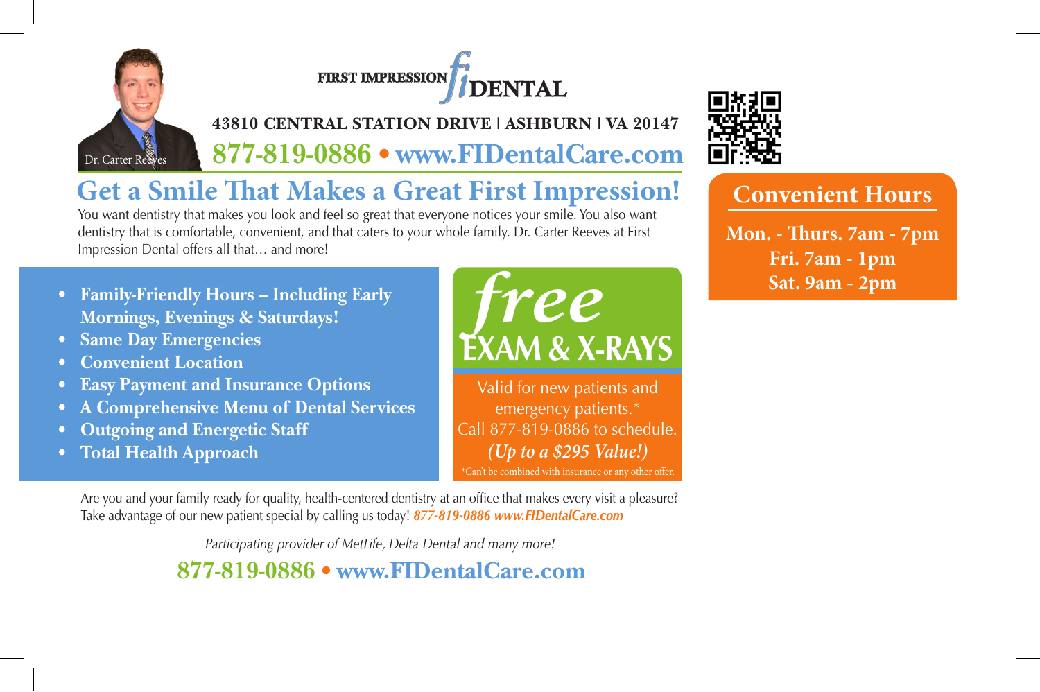Dr. Carter Reeves

FIRST IMPRESSION fi DENTAL

43810 CENTRAL STATION DRIVE | ASHBURN | VA 20147

**877-819-0886 • www.FIDentalCare.com**

# Get a Smile That Makes a Great First Impression!

You want dentistry that makes you look and feel so great that everyone notices your smile. You also want dentistry that is comfortable, convenient, and that caters to your whole family. Dr. Carter Reeves at First Impression Dental offers all that… and more!

- **Family-Friendly Hours – Including Early Mornings, Evenings & Saturdays!**
- **Same Day Emergencies**
- **Convenient Location**
- **Easy Payment and Insurance Options**
- **A Comprehensive Menu of Dental Services**
- **Outgoing and Energetic Staff**
- **Total Health Approach**

## *free* EXAM & X-RAYS

Valid for new patients and emergency patients.*
Call 877-819-0886 to schedule.

*(Up to a $295 Value!)*

*Can't be combined with insurance or any other offer.

## Convenient Hours

**Mon. - Thurs. 7am - 7pm**
**Fri. 7am - 1pm**
**Sat. 9am - 2pm**

Are you and your family ready for quality, health-centered dentistry at an office that makes every visit a pleasure? Take advantage of our new patient special by calling us today! ***877-819-0886 www.FIDentalCare.com***

*Participating provider of MetLife, Delta Dental and many more!*

**877-819-0886 • www.FIDentalCare.com**